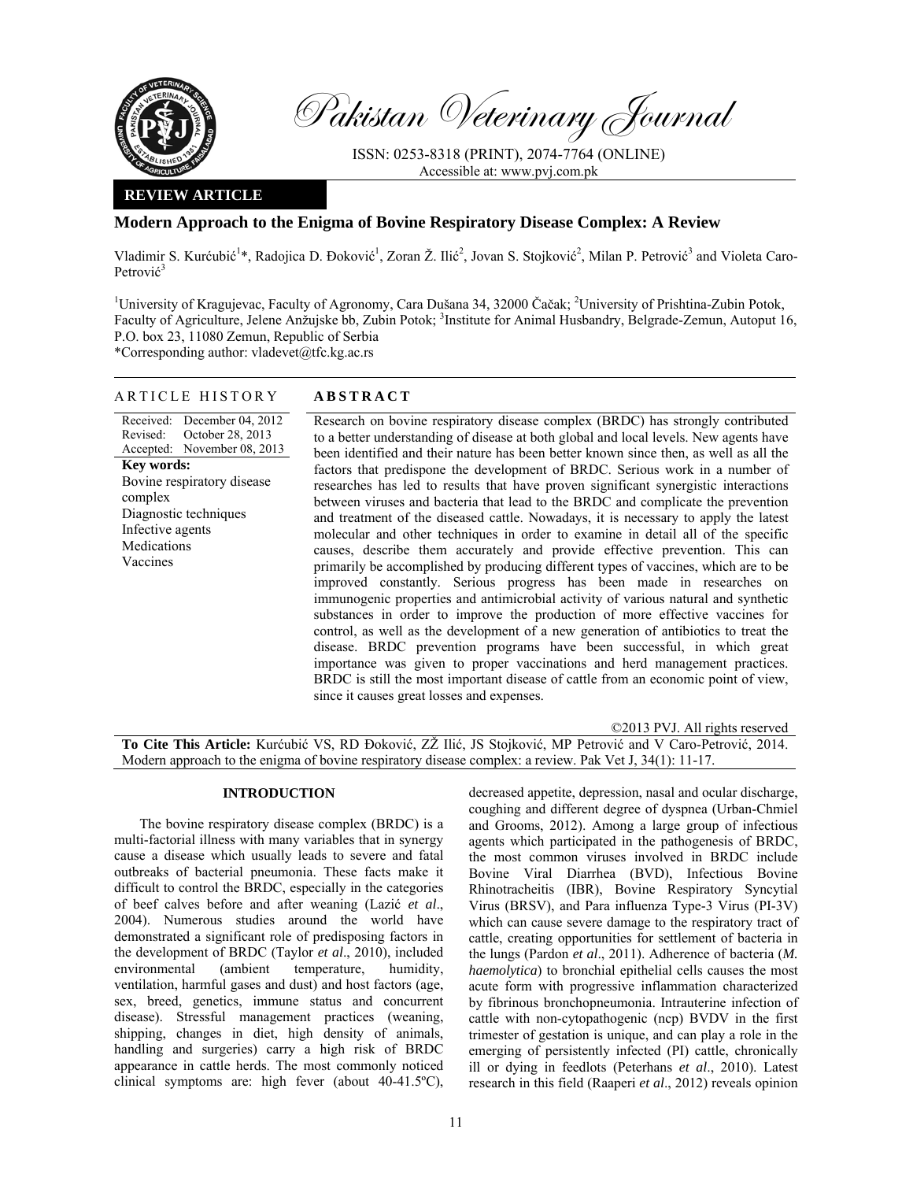**REVIEW ARTICLE**

# Modern Approach to the Enigma of Bovine Respiratory Disease Complex: A Review

Vladimir S. Kurćubić[1]*, Radojica D. Đoković[1], Zoran Ž. Ilić[2], Jovan S. Stojković[2], Milan P. Petrović[3] and Violeta Caro-Petrović[3]

[1]University of Kragujevac, Faculty of Agronomy, Cara Dušana 34, 32000 Čačak; [2]University of Prishtina-Zubin Potok, Faculty of Agriculture, Jelene Anžujske bb, Zubin Potok; [3]Institute for Animal Husbandry, Belgrade-Zemun, Autoput 16, P.O. box 23, 11080 Zemun, Republic of Serbia

*Corresponding author: vladevet@tfc.kg.ac.rs

## ARTICLE HISTORY

Received: December 04, 2012
Revised: October 28, 2013
Accepted: November 08, 2013

**Key words:**
Bovine respiratory disease complex
Diagnostic techniques
Infective agents
Medications
Vaccines

## ABSTRACT

Research on bovine respiratory disease complex (BRDC) has strongly contributed to a better understanding of disease at both global and local levels. New agents have been identified and their nature has been better known since then, as well as all the factors that predispone the development of BRDC. Serious work in a number of researches has led to results that have proven significant synergistic interactions between viruses and bacteria that lead to the BRDC and complicate the prevention and treatment of the diseased cattle. Nowadays, it is necessary to apply the latest molecular and other techniques in order to examine in detail all of the specific causes, describe them accurately and provide effective prevention. This can primarily be accomplished by producing different types of vaccines, which are to be improved constantly. Serious progress has been made in researches on immunogenic properties and antimicrobial activity of various natural and synthetic substances in order to improve the production of more effective vaccines for control, as well as the development of a new generation of antibiotics to treat the disease. BRDC prevention programs have been successful, in which great importance was given to proper vaccinations and herd management practices. BRDC is still the most important disease of cattle from an economic point of view, since it causes great losses and expenses.

©2013 PVJ. All rights reserved

**To Cite This Article:** Kurćubić VS, RD Đoković, ZŽ Ilić, JS Stojković, MP Petrović and V Caro-Petrović, 2014. Modern approach to the enigma of bovine respiratory disease complex: a review. Pak Vet J, 34(1): 11-17.

## INTRODUCTION

The bovine respiratory disease complex (BRDC) is a multi-factorial illness with many variables that in synergy cause a disease which usually leads to severe and fatal outbreaks of bacterial pneumonia. These facts make it difficult to control the BRDC, especially in the categories of beef calves before and after weaning (Lazić *et al*., 2004). Numerous studies around the world have demonstrated a significant role of predisposing factors in the development of BRDC (Taylor *et al*., 2010), included environmental (ambient temperature, humidity, ventilation, harmful gases and dust) and host factors (age, sex, breed, genetics, immune status and concurrent disease). Stressful management practices (weaning, shipping, changes in diet, high density of animals, handling and surgeries) carry a high risk of BRDC appearance in cattle herds. The most commonly noticed clinical symptoms are: high fever (about 40-41.5ºC), decreased appetite, depression, nasal and ocular discharge, coughing and different degree of dyspnea (Urban-Chmiel and Grooms, 2012). Among a large group of infectious agents which participated in the pathogenesis of BRDC, the most common viruses involved in BRDC include Bovine Viral Diarrhea (BVD), Infectious Bovine Rhinotracheitis (IBR), Bovine Respiratory Syncytial Virus (BRSV), and Para influenza Type-3 Virus (PI-3V) which can cause severe damage to the respiratory tract of cattle, creating opportunities for settlement of bacteria in the lungs (Pardon *et al*., 2011). Adherence of bacteria (*M. haemolytica*) to bronchial epithelial cells causes the most acute form with progressive inflammation characterized by fibrinous bronchopneumonia. Intrauterine infection of cattle with non-cytopathogenic (ncp) BVDV in the first trimester of gestation is unique, and can play a role in the emerging of persistently infected (PI) cattle, chronically ill or dying in feedlots (Peterhans *et al*., 2010). Latest research in this field (Raaperi *et al*., 2012) reveals opinion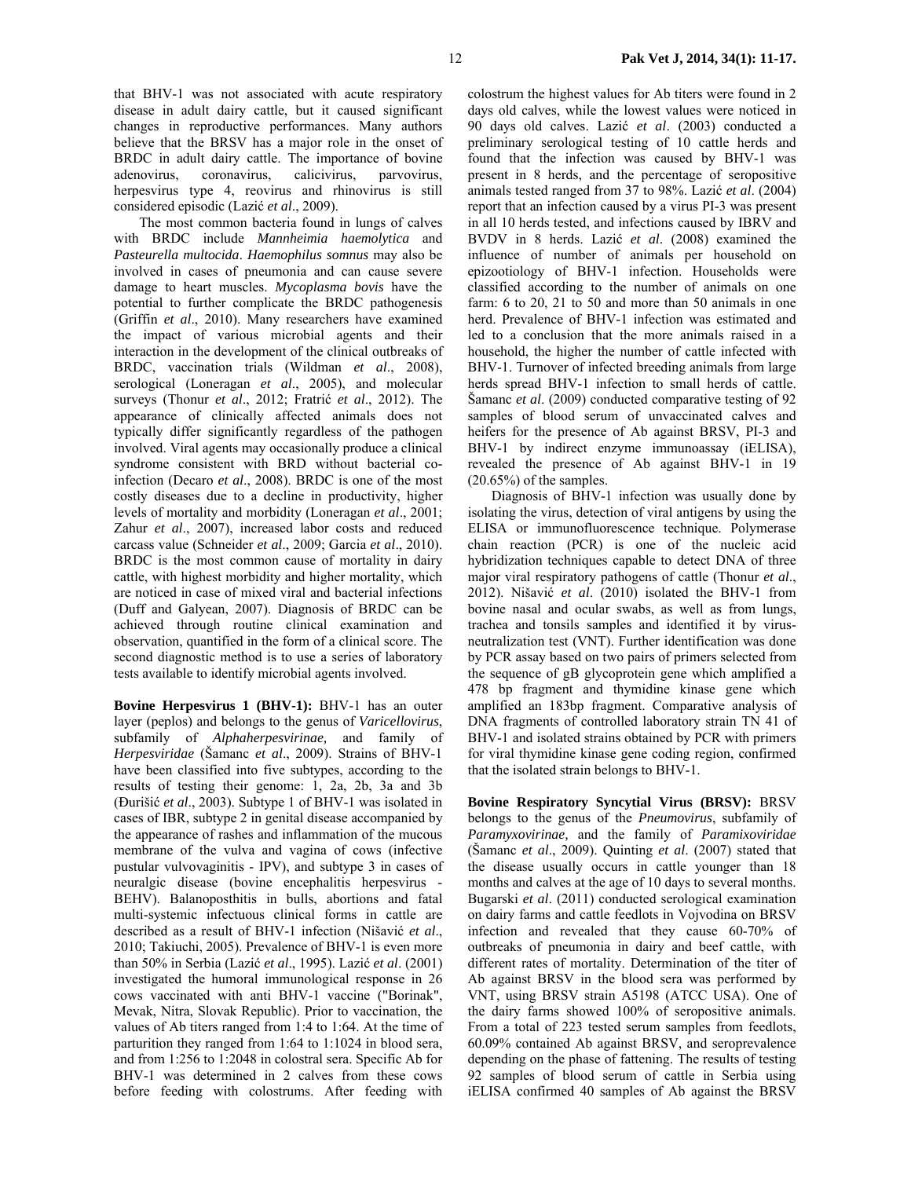that BHV-1 was not associated with acute respiratory disease in adult dairy cattle, but it caused significant changes in reproductive performances. Many authors believe that the BRSV has a major role in the onset of BRDC in adult dairy cattle. The importance of bovine adenovirus, coronavirus, calicivirus, parvovirus, herpesvirus type 4, reovirus and rhinovirus is still considered episodic (Lazić *et al*., 2009).

The most common bacteria found in lungs of calves with BRDC include *Mannheimia haemolytica* and *Pasteurella multocida*. *Haemophilus somnus* may also be involved in cases of pneumonia and can cause severe damage to heart muscles. *Mycoplasma bovis* have the potential to further complicate the BRDC pathogenesis (Griffin *et al*., 2010). Many researchers have examined the impact of various microbial agents and their interaction in the development of the clinical outbreaks of BRDC, vaccination trials (Wildman *et al*., 2008), serological (Loneragan *et al*., 2005), and molecular surveys (Thonur *et al*., 2012; Fratrić *et al*., 2012). The appearance of clinically affected animals does not typically differ significantly regardless of the pathogen involved. Viral agents may occasionally produce a clinical syndrome consistent with BRD without bacterial co-infection (Decaro *et al*., 2008). BRDC is one of the most costly diseases due to a decline in productivity, higher levels of mortality and morbidity (Loneragan *et al*., 2001; Zahur *et al*., 2007), increased labor costs and reduced carcass value (Schneider *et al*., 2009; Garcia *et al*., 2010). BRDC is the most common cause of mortality in dairy cattle, with highest morbidity and higher mortality, which are noticed in case of mixed viral and bacterial infections (Duff and Galyean, 2007). Diagnosis of BRDC can be achieved through routine clinical examination and observation, quantified in the form of a clinical score. The second diagnostic method is to use a series of laboratory tests available to identify microbial agents involved.

**Bovine Herpesvirus 1 (BHV-1):** BHV-1 has an outer layer (peplos) and belongs to the genus of *Varicellovirus*, subfamily of *Alphaherpesvirinae,* and family of *Herpesviridae* (Šamanc *et al*., 2009). Strains of BHV-1 have been classified into five subtypes, according to the results of testing their genome: 1, 2a, 2b, 3a and 3b (Đurišić *et al*., 2003). Subtype 1 of BHV-1 was isolated in cases of IBR, subtype 2 in genital disease accompanied by the appearance of rashes and inflammation of the mucous membrane of the vulva and vagina of cows (infective pustular vulvovaginitis - IPV), and subtype 3 in cases of neuralgic disease (bovine encephalitis herpesvirus - BEHV). Balanoposthitis in bulls, abortions and fatal multi-systemic infectuous clinical forms in cattle are described as a result of BHV-1 infection (Nišavić *et al*., 2010; Takiuchi, 2005). Prevalence of BHV-1 is even more than 50% in Serbia (Lazić *et al*., 1995). Lazić *et al*. (2001) investigated the humoral immunological response in 26 cows vaccinated with anti BHV-1 vaccine ("Borinak", Mevak, Nitra, Slovak Republic). Prior to vaccination, the values of Ab titers ranged from 1:4 to 1:64. At the time of parturition they ranged from 1:64 to 1:1024 in blood sera, and from 1:256 to 1:2048 in colostral sera. Specific Ab for BHV-1 was determined in 2 calves from these cows before feeding with colostrums. After feeding with colostrum the highest values for Ab titers were found in 2 days old calves, while the lowest values were noticed in 90 days old calves. Lazić *et al*. (2003) conducted a preliminary serological testing of 10 cattle herds and found that the infection was caused by BHV-1 was present in 8 herds, and the percentage of seropositive animals tested ranged from 37 to 98%. Lazić *et al*. (2004) report that an infection caused by a virus PI-3 was present in all 10 herds tested, and infections caused by IBRV and BVDV in 8 herds. Lazić *et al*. (2008) examined the influence of number of animals per household on epizootiology of BHV-1 infection. Households were classified according to the number of animals on one farm: 6 to 20, 21 to 50 and more than 50 animals in one herd. Prevalence of BHV-1 infection was estimated and led to a conclusion that the more animals raised in a household, the higher the number of cattle infected with BHV-1. Turnover of infected breeding animals from large herds spread BHV-1 infection to small herds of cattle. Šamanc *et al*. (2009) conducted comparative testing of 92 samples of blood serum of unvaccinated calves and heifers for the presence of Ab against BRSV, PI-3 and BHV-1 by indirect enzyme immunoassay (iELISA), revealed the presence of Ab against BHV-1 in 19 (20.65%) of the samples.

Diagnosis of BHV-1 infection was usually done by isolating the virus, detection of viral antigens by using the ELISA or immunofluorescence technique. Polymerase chain reaction (PCR) is one of the nucleic acid hybridization techniques capable to detect DNA of three major viral respiratory pathogens of cattle (Thonur *et al*., 2012). Nišavić *et al*. (2010) isolated the BHV-1 from bovine nasal and ocular swabs, as well as from lungs, trachea and tonsils samples and identified it by virus-neutralization test (VNT). Further identification was done by PCR assay based on two pairs of primers selected from the sequence of gB glycoprotein gene which amplified a 478 bp fragment and thymidine kinase gene which amplified an 183bp fragment. Comparative analysis of DNA fragments of controlled laboratory strain TN 41 of BHV-1 and isolated strains obtained by PCR with primers for viral thymidine kinase gene coding region, confirmed that the isolated strain belongs to BHV-1.

**Bovine Respiratory Syncytial Virus (BRSV):** BRSV belongs to the genus of the *Pneumovirus*, subfamily of *Paramyxovirinae,* and the family of *Paramixoviridae* (Šamanc *et al*., 2009). Quinting *et al*. (2007) stated that the disease usually occurs in cattle younger than 18 months and calves at the age of 10 days to several months. Bugarski *et al*. (2011) conducted serological examination on dairy farms and cattle feedlots in Vojvodina on BRSV infection and revealed that they cause 60-70% of outbreaks of pneumonia in dairy and beef cattle, with different rates of mortality. Determination of the titer of Ab against BRSV in the blood sera was performed by VNT, using BRSV strain A5198 (ATCC USA). One of the dairy farms showed 100% of seropositive animals. From a total of 223 tested serum samples from feedlots, 60.09% contained Ab against BRSV, and seroprevalence depending on the phase of fattening. The results of testing 92 samples of blood serum of cattle in Serbia using iELISA confirmed 40 samples of Ab against the BRSV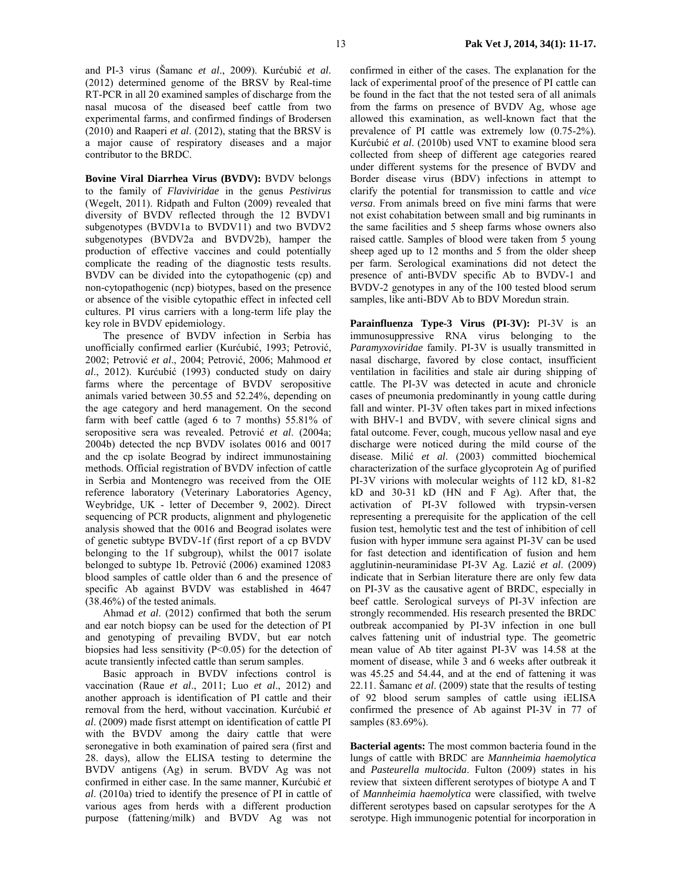and PI-3 virus (Šamanc *et al*., 2009). Kurćubić *et al*. (2012) determined genome of the BRSV by Real-time RT-PCR in all 20 examined samples of discharge from the nasal mucosa of the diseased beef cattle from two experimental farms, and confirmed findings of Brodersen (2010) and Raaperi *et al*. (2012), stating that the BRSV is a major cause of respiratory diseases and a major contributor to the BRDC.

**Bovine Viral Diarrhea Virus (BVDV):** BVDV belongs to the family of *Flaviviridae* in the genus *Pestivirus* (Wegelt, 2011). Ridpath and Fulton (2009) revealed that diversity of BVDV reflected through the 12 BVDV1 subgenotypes (BVDV1a to BVDV1l) and two BVDV2 subgenotypes (BVDV2a and BVDV2b), hamper the production of effective vaccines and could potentially complicate the reading of the diagnostic tests results. BVDV can be divided into the cytopathogenic (cp) and non-cytopathogenic (ncp) biotypes, based on the presence or absence of the visible cytopathic effect in infected cell cultures. PI virus carriers with a long-term life play the key role in BVDV epidemiology.

The presence of BVDV infection in Serbia has unofficially confirmed earlier (Kurćubić, 1993; Petrović, 2002; Petrović *et al*., 2004; Petrović, 2006; Mahmood *et al*., 2012). Kurćubić (1993) conducted study on dairy farms where the percentage of BVDV seropositive animals varied between 30.55 and 52.24%, depending on the age category and herd management. On the second farm with beef cattle (aged 6 to 7 months) 55.81% of seropositive sera was revealed. Petrović *et al*. (2004a; 2004b) detected the ncp BVDV isolates 0016 and 0017 and the cp isolate Beograd by indirect immunostaining methods. Official registration of BVDV infection of cattle in Serbia and Montenegro was received from the OIE reference laboratory (Veterinary Laboratories Agency, Weybridge, UK - letter of December 9, 2002). Direct sequencing of PCR products, alignment and phylogenetic analysis showed that the 0016 and Beograd isolates were of genetic subtype BVDV-1f (first report of a cp BVDV belonging to the 1f subgroup), whilst the 0017 isolate belonged to subtype 1b. Petrović (2006) examined 12083 blood samples of cattle older than 6 and the presence of specific Ab against BVDV was established in 4647 (38.46%) of the tested animals.

Ahmad *et al*. (2012) confirmed that both the serum and ear notch biopsy can be used for the detection of PI and genotyping of prevailing BVDV, but ear notch biopsies had less sensitivity ($P<0.05$) for the detection of acute transiently infected cattle than serum samples.

Basic approach in BVDV infections control is vaccination (Raue *et al*., 2011; Luo *et al*., 2012) and another approach is identification of PI cattle and their removal from the herd, without vaccination. Kurćubić *et al*. (2009) made fisrst attempt on identification of cattle PI with the BVDV among the dairy cattle that were seronegative in both examination of paired sera (first and 28. days), allow the ELISA testing to determine the BVDV antigens (Ag) in serum. BVDV Ag was not confirmed in either case. In the same manner, Kurćubić *et al*. (2010a) tried to identify the presence of PI in cattle of various ages from herds with a different production purpose (fattening/milk) and BVDV Ag was not confirmed in either of the cases. The explanation for the lack of experimental proof of the presence of PI cattle can be found in the fact that the not tested sera of all animals from the farms on presence of BVDV Ag, whose age allowed this examination, as well-known fact that the prevalence of PI cattle was extremely low (0.75-2%). Kurćubić *et al*. (2010b) used VNT to examine blood sera collected from sheep of different age categories reared under different systems for the presence of BVDV and Border disease virus (BDV) infections in attempt to clarify the potential for transmission to cattle and *vice versa*. From animals breed on five mini farms that were not exist cohabitation between small and big ruminants in the same facilities and 5 sheep farms whose owners also raised cattle. Samples of blood were taken from 5 young sheep aged up to 12 months and 5 from the older sheep per farm. Serological examinations did not detect the presence of anti-BVDV specific Ab to BVDV-1 and BVDV-2 genotypes in any of the 100 tested blood serum samples, like anti-BDV Ab to BDV Moredun strain.

**Parainfluenza Type-3 Virus (PI-3V):** PI-3V is an immunosuppressive RNA virus belonging to the *Paramyxoviridae* family. PI-3V is usually transmitted in nasal discharge, favored by close contact, insufficient ventilation in facilities and stale air during shipping of cattle. The PI-3V was detected in acute and chronicle cases of pneumonia predominantly in young cattle during fall and winter. PI-3V often takes part in mixed infections with BHV-1 and BVDV, with severe clinical signs and fatal outcome. Fever, cough, mucous yellow nasal and eye discharge were noticed during the mild course of the disease. Milić *et al*. (2003) committed biochemical characterization of the surface glycoprotein Ag of purified PI-3V virions with molecular weights of 112 kD, 81-82 kD and 30-31 kD (HN and F Ag). After that, the activation of PI-3V followed with trypsin-versen representing a prerequisite for the application of the cell fusion test, hemolytic test and the test of inhibition of cell fusion with hyper immune sera against PI-3V can be used for fast detection and identification of fusion and hem agglutinin-neuraminidase PI-3V Ag. Lazić *et al*. (2009) indicate that in Serbian literature there are only few data on PI-3V as the causative agent of BRDC, especially in beef cattle. Serological surveys of PI-3V infection are strongly recommended. His research presented the BRDC outbreak accompanied by PI-3V infection in one bull calves fattening unit of industrial type. The geometric mean value of Ab titer against PI-3V was 14.58 at the moment of disease, while 3 and 6 weeks after outbreak it was 45.25 and 54.44, and at the end of fattening it was 22.11. Šamanc *et al*. (2009) state that the results of testing of 92 blood serum samples of cattle using iELISA confirmed the presence of Ab against PI-3V in 77 of samples (83.69%).

**Bacterial agents:** The most common bacteria found in the lungs of cattle with BRDC are *Mannheimia haemolytica* and *Pasteurella multocida*. Fulton (2009) states in his review that sixteen different serotypes of biotype A and T of *Mannheimia haemolytica* were classified, with twelve different serotypes based on capsular serotypes for the A serotype. High immunogenic potential for incorporation in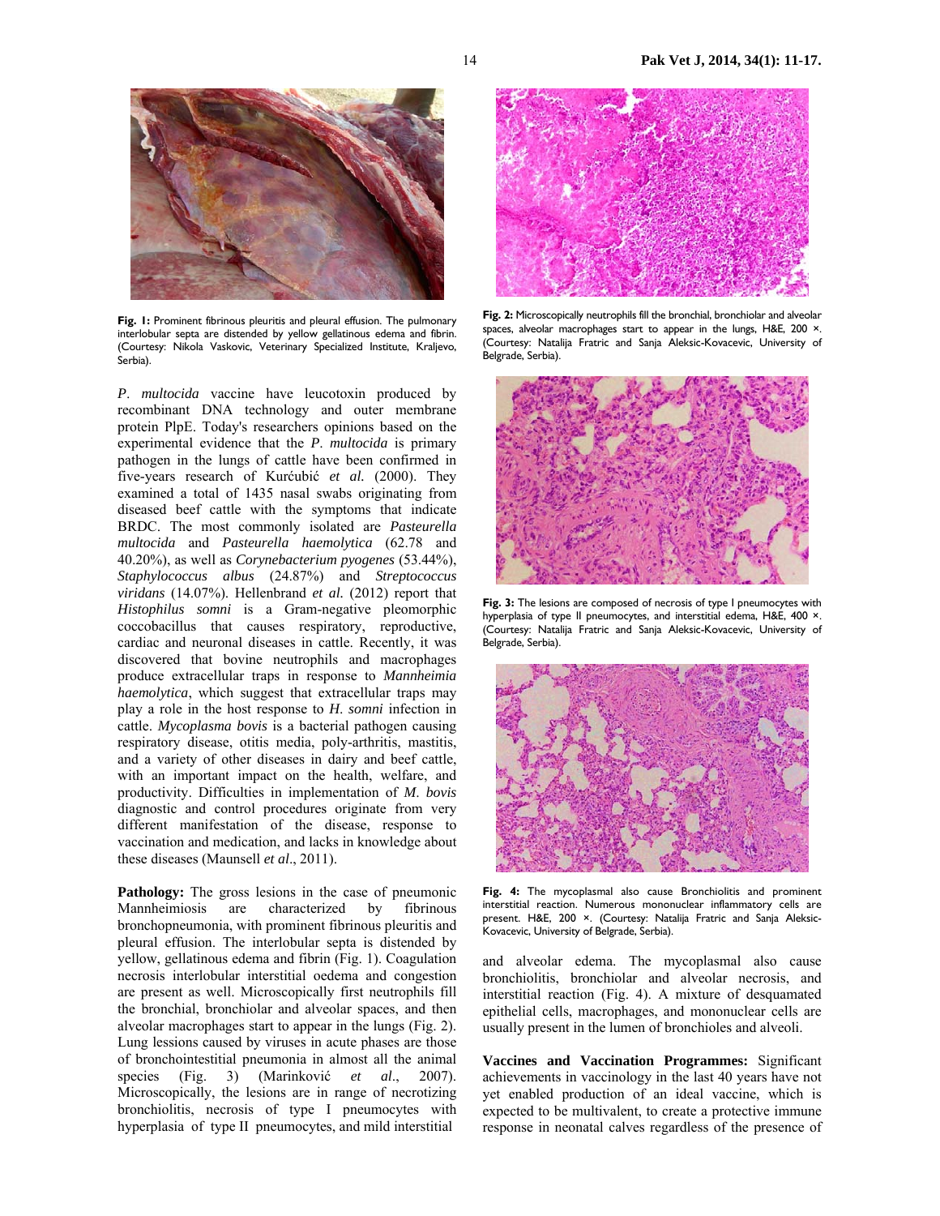Fig. 1: Prominent fibrinous pleuritis and pleural effusion. The pulmonary interlobular septa are distended by yellow gellatinous edema and fibrin. (Courtesy: Nikola Vaskovic, Veterinary Specialized Institute, Kraljevo, Serbia).

*P. multocida* vaccine have leucotoxin produced by recombinant DNA technology and outer membrane protein PlpE. Today's researchers opinions based on the experimental evidence that the *P. multocida* is primary pathogen in the lungs of cattle have been confirmed in five-years research of Kurćubić *et al.* (2000). They examined a total of 1435 nasal swabs originating from diseased beef cattle with the symptoms that indicate BRDC. The most commonly isolated are *Pasteurella multocida* and *Pasteurella haemolytica* (62.78 and 40.20%), as well as *Corynebacterium pyogenes* (53.44%), *Staphylococcus albus* (24.87%) and *Streptococcus viridans* (14.07%). Hellenbrand *et al.* (2012) report that *Histophilus somni* is a Gram-negative pleomorphic coccobacillus that causes respiratory, reproductive, cardiac and neuronal diseases in cattle. Recently, it was discovered that bovine neutrophils and macrophages produce extracellular traps in response to *Mannheimia haemolytica*, which suggest that extracellular traps may play a role in the host response to *H. somni* infection in cattle. *Mycoplasma bovis* is a bacterial pathogen causing respiratory disease, otitis media, poly-arthritis, mastitis, and a variety of other diseases in dairy and beef cattle, with an important impact on the health, welfare, and productivity. Difficulties in implementation of *M. bovis* diagnostic and control procedures originate from very different manifestation of the disease, response to vaccination and medication, and lacks in knowledge about these diseases (Maunsell *et al*., 2011).

**Pathology:** The gross lesions in the case of pneumonic Mannheimiosis are characterized by fibrinous bronchopneumonia, with prominent fibrinous pleuritis and pleural effusion. The interlobular septa is distended by yellow, gellatinous edema and fibrin (Fig. 1). Coagulation necrosis interlobular interstitial oedema and congestion are present as well. Microscopically first neutrophils fill the bronchial, bronchiolar and alveolar spaces, and then alveolar macrophages start to appear in the lungs (Fig. 2). Lung lessions caused by viruses in acute phases are those of bronchointestitial pneumonia in almost all the animal species (Fig. 3) (Marinković *et al*., 2007). Microscopically, the lesions are in range of necrotizing bronchiolitis, necrosis of type I pneumocytes with hyperplasia of type II pneumocytes, and mild interstitial and alveolar edema. The mycoplasmal also cause bronchiolitis, bronchiolar and alveolar necrosis, and interstitial reaction (Fig. 4). A mixture of desquamated epithelial cells, macrophages, and mononuclear cells are usually present in the lumen of bronchioles and alveoli.

Fig. 2: Microscopically neutrophils fill the bronchial, bronchiolar and alveolar spaces, alveolar macrophages start to appear in the lungs, H&E, 200 ×. (Courtesy: Natalija Fratric and Sanja Aleksic-Kovacevic, University of Belgrade, Serbia).

Fig. 3: The lesions are composed of necrosis of type I pneumocytes with hyperplasia of type II pneumocytes, and interstitial edema, H&E, 400 ×. (Courtesy: Natalija Fratric and Sanja Aleksic-Kovacevic, University of Belgrade, Serbia).

Fig. 4: The mycoplasmal also cause Bronchiolitis and prominent interstitial reaction. Numerous mononuclear inflammatory cells are present. H&E, 200 ×. (Courtesy: Natalija Fratric and Sanja Aleksic-Kovacevic, University of Belgrade, Serbia).

**Vaccines and Vaccination Programmes:** Significant achievements in vaccinology in the last 40 years have not yet enabled production of an ideal vaccine, which is expected to be multivalent, to create a protective immune response in neonatal calves regardless of the presence of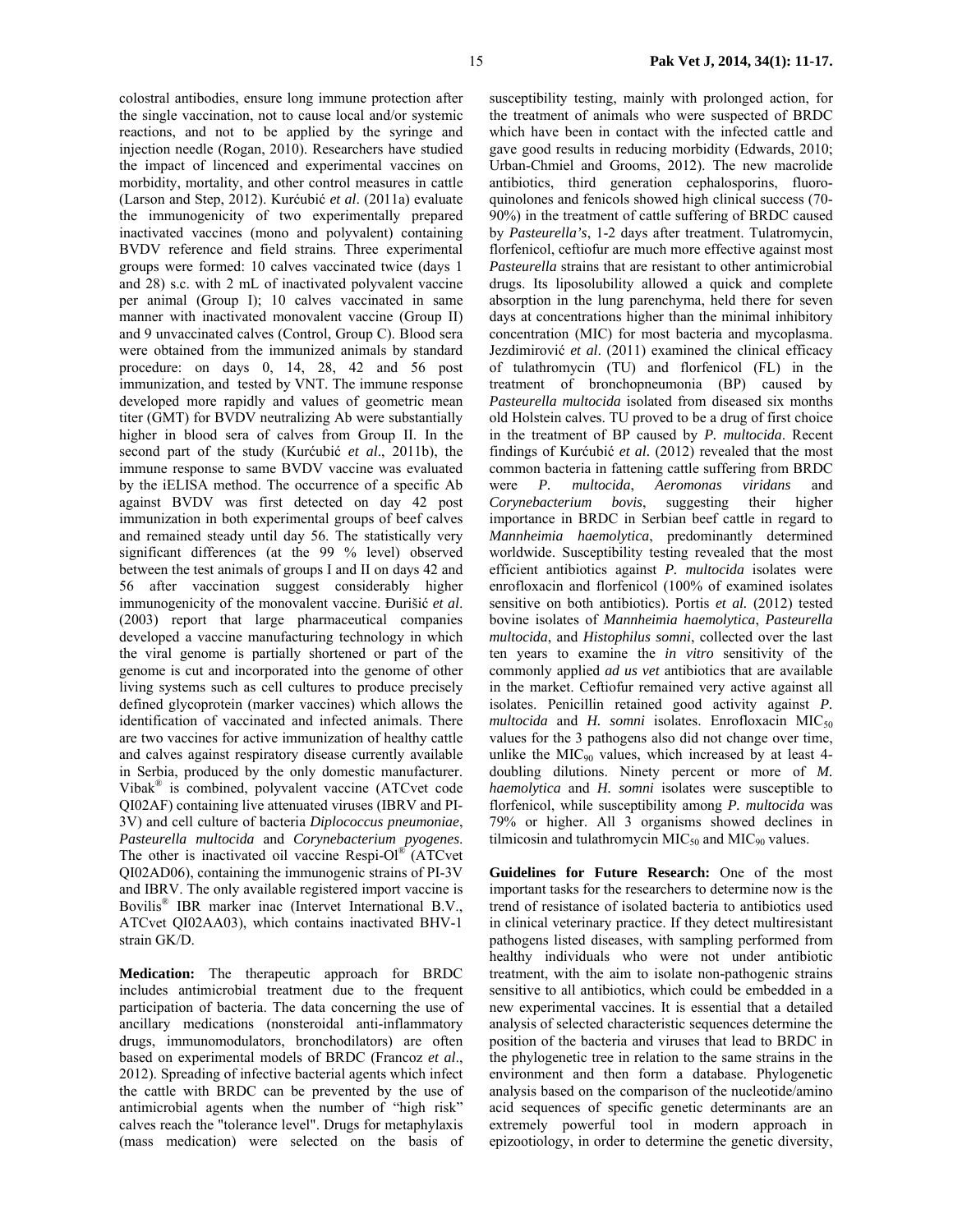colostral antibodies, ensure long immune protection after the single vaccination, not to cause local and/or systemic reactions, and not to be applied by the syringe and injection needle (Rogan, 2010). Researchers have studied the impact of lincenced and experimental vaccines on morbidity, mortality, and other control measures in cattle (Larson and Step, 2012). Kurćubić *et al*. (2011a) evaluate the immunogenicity of two experimentally prepared inactivated vaccines (mono and polyvalent) containing BVDV reference and field strains. Three experimental groups were formed: 10 calves vaccinated twice (days 1 and 28) s.c. with 2 mL of inactivated polyvalent vaccine per animal (Group I); 10 calves vaccinated in same manner with inactivated monovalent vaccine (Group II) and 9 unvaccinated calves (Control, Group C). Blood sera were obtained from the immunized animals by standard procedure: on days 0, 14, 28, 42 and 56 post immunization, and tested by VNT. The immune response developed more rapidly and values of geometric mean titer (GMT) for BVDV neutralizing Ab were substantially higher in blood sera of calves from Group II. In the second part of the study (Kurćubić *et al*., 2011b), the immune response to same BVDV vaccine was evaluated by the iELISA method. The occurrence of a specific Ab against BVDV was first detected on day 42 post immunization in both experimental groups of beef calves and remained steady until day 56. The statistically very significant differences (at the 99 % level) observed between the test animals of groups I and II on days 42 and 56 after vaccination suggest considerably higher immunogenicity of the monovalent vaccine. Đurišić *et al*. (2003) report that large pharmaceutical companies developed a vaccine manufacturing technology in which the viral genome is partially shortened or part of the genome is cut and incorporated into the genome of other living systems such as cell cultures to produce precisely defined glycoprotein (marker vaccines) which allows the identification of vaccinated and infected animals. There are two vaccines for active immunization of healthy cattle and calves against respiratory disease currently available in Serbia, produced by the only domestic manufacturer. Vibak® is combined, polyvalent vaccine (ATCvet code QI02AF) containing live attenuated viruses (IBRV and PI-3V) and cell culture of bacteria *Diplococcus pneumoniae*, *Pasteurella multocida* and *Corynebacterium pyogenes*. The other is inactivated oil vaccine Respi-Ol® (ATCvet QI02AD06), containing the immunogenic strains of PI-3V and IBRV. The only available registered import vaccine is Bovilis® IBR marker inac (Intervet International B.V., ATCvet QI02AA03), which contains inactivated BHV-1 strain GK/D.

**Medication:** The therapeutic approach for BRDC includes antimicrobial treatment due to the frequent participation of bacteria. The data concerning the use of ancillary medications (nonsteroidal anti-inflammatory drugs, immunomodulators, bronchodilators) are often based on experimental models of BRDC (Francoz *et al*., 2012). Spreading of infective bacterial agents which infect the cattle with BRDC can be prevented by the use of antimicrobial agents when the number of "high risk" calves reach the "tolerance level". Drugs for metaphylaxis (mass medication) were selected on the basis of susceptibility testing, mainly with prolonged action, for the treatment of animals who were suspected of BRDC which have been in contact with the infected cattle and gave good results in reducing morbidity (Edwards, 2010; Urban-Chmiel and Grooms, 2012). The new macrolide antibiotics, third generation cephalosporins, fluoroquinolones and fenicols showed high clinical success (70-90%) in the treatment of cattle suffering of BRDC caused by *Pasteurella's*, 1-2 days after treatment. Tulatromycin, florfenicol, ceftiofur are much more effective against most *Pasteurella* strains that are resistant to other antimicrobial drugs. Its liposolubility allowed a quick and complete absorption in the lung parenchyma, held there for seven days at concentrations higher than the minimal inhibitory concentration (MIC) for most bacteria and mycoplasma. Jezdimirović *et al*. (2011) examined the clinical efficacy of tulathromycin (TU) and florfenicol (FL) in the treatment of bronchopneumonia (BP) caused by *Pasteurella multocida* isolated from diseased six months old Holstein calves. TU proved to be a drug of first choice in the treatment of BP caused by *P. multocida*. Recent findings of Kurćubić *et al.* (2012) revealed that the most common bacteria in fattening cattle suffering from BRDC were *P. multocida*, *Aeromonas viridans* and *Corynebacterium bovis*, suggesting their higher importance in BRDC in Serbian beef cattle in regard to *Mannheimia haemolytica*, predominantly determined worldwide. Susceptibility testing revealed that the most efficient antibiotics against *P. multocida* isolates were enrofloxacin and florfenicol (100% of examined isolates sensitive on both antibiotics). Portis *et al.* (2012) tested bovine isolates of *Mannheimia haemolytica*, *Pasteurella multocida*, and *Histophilus somni*, collected over the last ten years to examine the *in vitro* sensitivity of the commonly applied *ad us vet* antibiotics that are available in the market. Ceftiofur remained very active against all isolates. Penicillin retained good activity against *P. multocida* and *H. somni* isolates. Enrofloxacin $MIC_{50}$ values for the 3 pathogens also did not change over time, unlike the $MIC_{90}$ values, which increased by at least 4-doubling dilutions. Ninety percent or more of *M. haemolytica* and *H. somni* isolates were susceptible to florfenicol, while susceptibility among *P. multocida* was 79% or higher. All 3 organisms showed declines in tilmicosin and tulathromycin $MIC_{50}$ and $MIC_{90}$ values.

**Guidelines for Future Research:** One of the most important tasks for the researchers to determine now is the trend of resistance of isolated bacteria to antibiotics used in clinical veterinary practice. If they detect multiresistant pathogens listed diseases, with sampling performed from healthy individuals who were not under antibiotic treatment, with the aim to isolate non-pathogenic strains sensitive to all antibiotics, which could be embedded in a new experimental vaccines. It is essential that a detailed analysis of selected characteristic sequences determine the position of the bacteria and viruses that lead to BRDC in the phylogenetic tree in relation to the same strains in the environment and then form a database. Phylogenetic analysis based on the comparison of the nucleotide/amino acid sequences of specific genetic determinants are an extremely powerful tool in modern approach in epizootiology, in order to determine the genetic diversity,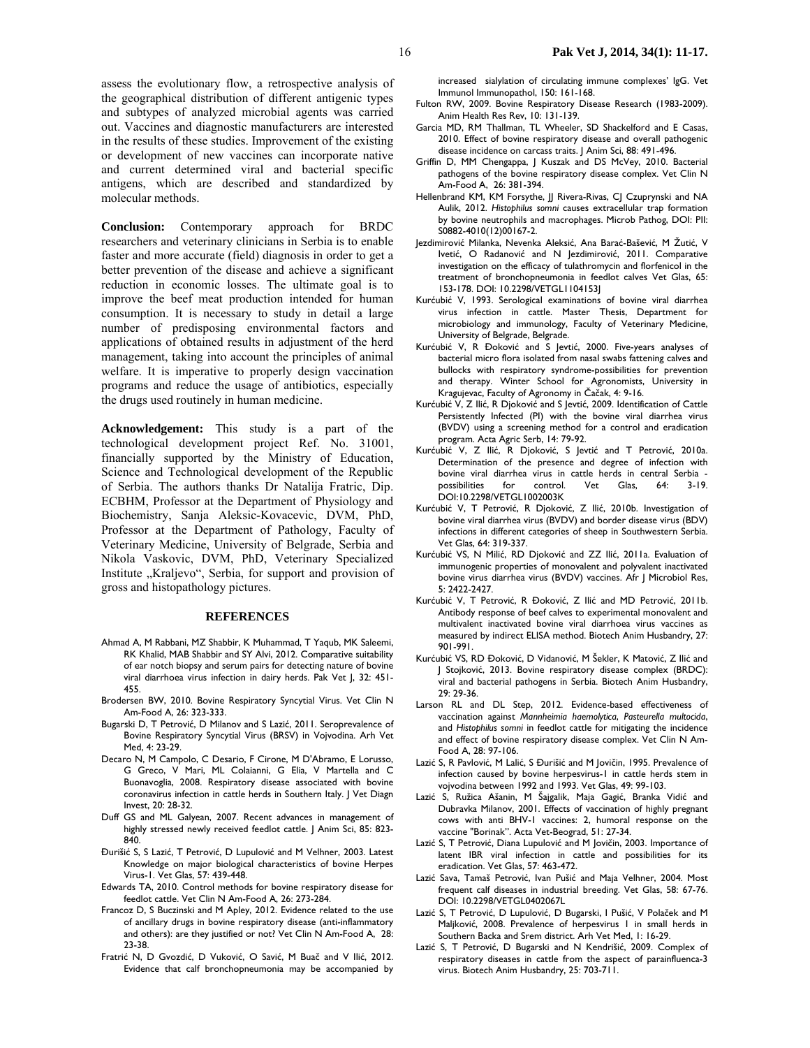assess the evolutionary flow, a retrospective analysis of the geographical distribution of different antigenic types and subtypes of analyzed microbial agents was carried out. Vaccines and diagnostic manufacturers are interested in the results of these studies. Improvement of the existing or development of new vaccines can incorporate native and current determined viral and bacterial specific antigens, which are described and standardized by molecular methods.

**Conclusion:** Contemporary approach for BRDC researchers and veterinary clinicians in Serbia is to enable faster and more accurate (field) diagnosis in order to get a better prevention of the disease and achieve a significant reduction in economic losses. The ultimate goal is to improve the beef meat production intended for human consumption. It is necessary to study in detail a large number of predisposing environmental factors and applications of obtained results in adjustment of the herd management, taking into account the principles of animal welfare. It is imperative to properly design vaccination programs and reduce the usage of antibiotics, especially the drugs used routinely in human medicine.

**Acknowledgement:** This study is a part of the technological development project Ref. No. 31001, financially supported by the Ministry of Education, Science and Technological development of the Republic of Serbia. The authors thanks Dr Natalija Fratric, Dip. ECBHM, Professor at the Department of Physiology and Biochemistry, Sanja Aleksic-Kovacevic, DVM, PhD, Professor at the Department of Pathology, Faculty of Veterinary Medicine, University of Belgrade, Serbia and Nikola Vaskovic, DVM, PhD, Veterinary Specialized Institute „Kraljevo", Serbia, for support and provision of gross and histopathology pictures.

## REFERENCES

Ahmad A, M Rabbani, MZ Shabbir, K Muhammad, T Yaqub, MK Saleemi, RK Khalid, MAB Shabbir and SY Alvi, 2012. Comparative suitability of ear notch biopsy and serum pairs for detecting nature of bovine viral diarrhoea virus infection in dairy herds. Pak Vet J, 32: 451-455.

Brodersen BW, 2010. Bovine Respiratory Syncytial Virus. Vet Clin N Am-Food A, 26: 323-333.

Bugarski D, T Petrović, D Milanov and S Lazić, 2011. Seroprevalence of Bovine Respiratory Syncytial Virus (BRSV) in Vojvodina. Arh Vet Med, 4: 23-29.

Decaro N, M Campolo, C Desario, F Cirone, M D'Abramo, E Lorusso, G Greco, V Mari, ML Colaianni, G Elia, V Martella and C Buonavoglia, 2008. Respiratory disease associated with bovine coronavirus infection in cattle herds in Southern Italy. J Vet Diagn Invest, 20: 28-32.

Duff GS and ML Galyean, 2007. Recent advances in management of highly stressed newly received feedlot cattle. J Anim Sci, 85: 823-840.

Đurišić S, S Lazić, T Petrović, D Lupulović and M Velhner, 2003. Latest Knowledge on major biological characteristics of bovine Herpes Virus-1. Vet Glas, 57: 439-448.

Edwards TA, 2010. Control methods for bovine respiratory disease for feedlot cattle. Vet Clin N Am-Food A, 26: 273-284.

Francoz D, S Buczinski and M Apley, 2012. Evidence related to the use of ancillary drugs in bovine respiratory disease (anti-inflammatory and others): are they justified or not? Vet Clin N Am-Food A, 28: 23-38.

Fratrić N, D Gvozdić, D Vuković, O Savić, M Buač and V Ilić, 2012. Evidence that calf bronchopneumonia may be accompanied by increased sialylation of circulating immune complexes' IgG. Vet Immunol Immunopathol, 150: 161-168.

Fulton RW, 2009. Bovine Respiratory Disease Research (1983-2009). Anim Health Res Rev, 10: 131-139.

Garcia MD, RM Thallman, TL Wheeler, SD Shackelford and E Casas, 2010. Effect of bovine respiratory disease and overall pathogenic disease incidence on carcass traits. J Anim Sci, 88: 491-496.

Griffin D, MM Chengappa, J Kuszak and DS McVey, 2010. Bacterial pathogens of the bovine respiratory disease complex. Vet Clin N Am-Food A, 26: 381-394.

Hellenbrand KM, KM Forsythe, JJ Rivera-Rivas, CJ Czuprynski and NA Aulik, 2012. *Histophilus somni* causes extracellular trap formation by bovine neutrophils and macrophages. Microb Pathog, DOI: PII: S0882-4010(12)00167-2.

Jezdimirović Milanka, Nevenka Aleksić, Ana Barać-Bašević, M Žutić, V Ivetić, O Radanović and N Jezdimirović, 2011. Comparative investigation on the efficacy of tulathromycin and florfenicol in the treatment of bronchopneumonia in feedlot calves Vet Glas, 65: 153-178. DOI: 10.2298/VETGL1104153J

Kurćubić V, 1993. Serological examinations of bovine viral diarrhea virus infection in cattle. Master Thesis, Department for microbiology and immunology, Faculty of Veterinary Medicine, University of Belgrade, Belgrade.

Kurćubić V, R Đoković and S Jevtić, 2000. Five-years analyses of bacterial micro flora isolated from nasal swabs fattening calves and bullocks with respiratory syndrome-possibilities for prevention and therapy. Winter School for Agronomists, University in Kragujevac, Faculty of Agronomy in Čačak, 4: 9-16.

Kurćubić V, Z Ilić, R Djoković and S Jevtić, 2009. Identification of Cattle Persistently Infected (PI) with the bovine viral diarrhea virus (BVDV) using a screening method for a control and eradication program. Acta Agric Serb, 14: 79-92.

Kurćubić V, Z Ilić, R Djoković, S Jevtić and T Petrović, 2010a. Determination of the presence and degree of infection with bovine viral diarrhea virus in cattle herds in central Serbia - possibilities for control. Vet Glas, 64: 3-19. DOI:10.2298/VETGL1002003K

Kurćubić V, T Petrović, R Djoković, Z Ilić, 2010b. Investigation of bovine viral diarrhea virus (BVDV) and border disease virus (BDV) infections in different categories of sheep in Southwestern Serbia. Vet Glas, 64: 319-337.

Kurćubić VS, N Milić, RD Djoković and ZZ Ilić, 2011a. Evaluation of immunogenic properties of monovalent and polyvalent inactivated bovine virus diarrhea virus (BVDV) vaccines. Afr J Microbiol Res, 5: 2422-2427.

Kurćubić V, T Petrović, R Đoković, Z Ilić and MD Petrović, 2011b. Antibody response of beef calves to experimental monovalent and multivalent inactivated bovine viral diarrhoea virus vaccines as measured by indirect ELISA method. Biotech Anim Husbandry, 27: 901-991.

Kurćubić VS, RD Đoković, D Vidanović, M Šekler, K Matović, Z Ilić and J Stojković, 2013. Bovine respiratory disease complex (BRDC): viral and bacterial pathogens in Serbia. Biotech Anim Husbandry, 29: 29-36.

Larson RL and DL Step, 2012. Evidence-based effectiveness of vaccination against *Mannheimia haemolytica*, *Pasteurella multocida*, and *Histophilus somni* in feedlot cattle for mitigating the incidence and effect of bovine respiratory disease complex. Vet Clin N Am-Food A, 28: 97-106.

Lazić S, R Pavlović, M Lalić, S Đurišić and M Jovičin, 1995. Prevalence of infection caused by bovine herpesvirus-1 in cattle herds stem in vojvodina between 1992 and 1993. Vet Glas, 49: 99-103.

Lazić S, Ružica Ašanin, M Šajgalik, Maja Gagić, Branka Vidić and Dubravka Milanov, 2001. Effects of vaccination of highly pregnant cows with anti BHV-1 vaccines: 2, humoral response on the vaccine "Borinak". Acta Vet-Beograd, 51: 27-34.

Lazić S, T Petrović, Diana Lupulović and M Jovičin, 2003. Importance of latent IBR viral infection in cattle and possibilities for its eradication. Vet Glas, 57: 463-472.

Lazić Sava, Tamaš Petrović, Ivan Pušić and Maja Velhner, 2004. Most frequent calf diseases in industrial breeding. Vet Glas, 58: 67-76. DOI: 10.2298/VETGL0402067L

Lazić S, T Petrović, D Lupulović, D Bugarski, I Pušić, V Polaček and M Maljković, 2008. Prevalence of herpesvirus 1 in small herds in Southern Backa and Srem district. Arh Vet Med, 1: 16-29.

Lazić S, T Petrović, D Bugarski and N Kendrišić, 2009. Complex of respiratory diseases in cattle from the aspect of parainfluenca-3 virus. Biotech Anim Husbandry, 25: 703-711.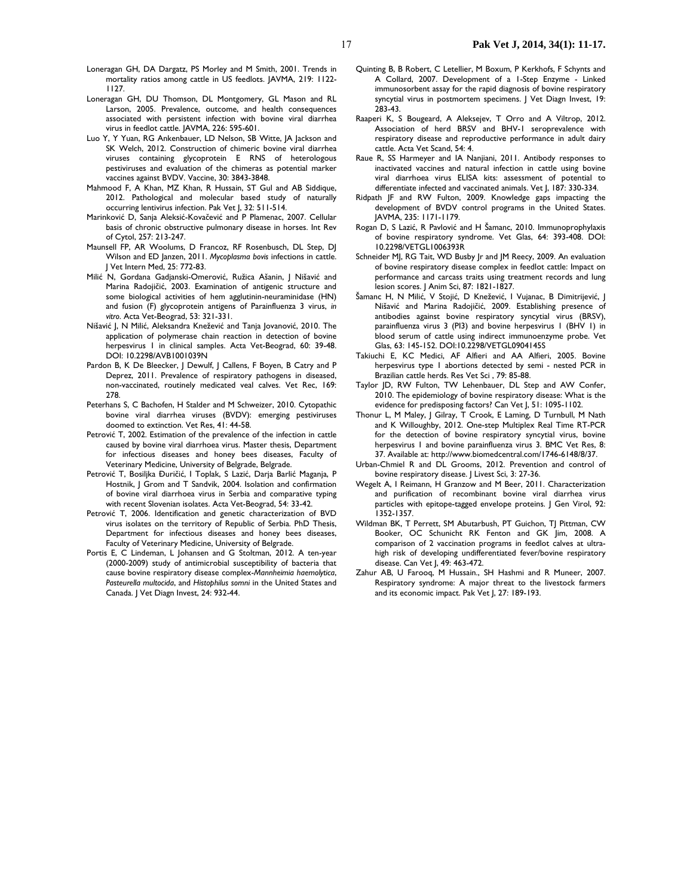Loneragan GH, DA Dargatz, PS Morley and M Smith, 2001. Trends in mortality ratios among cattle in US feedlots. JAVMA, 219: 1122-1127.

Loneragan GH, DU Thomson, DL Montgomery, GL Mason and RL Larson, 2005. Prevalence, outcome, and health consequences associated with persistent infection with bovine viral diarrhea virus in feedlot cattle. JAVMA, 226: 595-601.

Luo Y, Y Yuan, RG Ankenbauer, LD Nelson, SB Witte, JA Jackson and SK Welch, 2012. Construction of chimeric bovine viral diarrhea viruses containing glycoprotein E RNS of heterologous pestiviruses and evaluation of the chimeras as potential marker vaccines against BVDV. Vaccine, 30: 3843-3848.

Mahmood F, A Khan, MZ Khan, R Hussain, ST Gul and AB Siddique, 2012. Pathological and molecular based study of naturally occurring lentivirus infection. Pak Vet J, 32: 511-514.

Marinković D, Sanja Aleksić-Kovačević and P Plamenac, 2007. Cellular basis of chronic obstructive pulmonary disease in horses. Int Rev of Cytol, 257: 213-247.

Maunsell FP, AR Woolums, D Francoz, RF Rosenbusch, DL Step, DJ Wilson and ED Janzen, 2011. *Mycoplasma bovis* infections in cattle. J Vet Intern Med, 25: 772-83.

Milić N, Gordana Gadjanski-Omerović, Ružica Ašanin, J Nišavić and Marina Radojičić, 2003. Examination of antigenic structure and some biological activities of hem agglutinin-neuraminidase (HN) and fusion (F) glycoprotein antigens of Parainfluenza 3 virus, *in vitro*. Acta Vet-Beograd, 53: 321-331.

Nišavić J, N Milić, Aleksandra Knežević and Tanja Jovanović, 2010. The application of polymerase chain reaction in detection of bovine herpesvirus 1 in clinical samples. Acta Vet-Beograd, 60: 39-48. DOI: 10.2298/AVB1001039N

Pardon B, K De Bleecker, J Dewulf, J Callens, F Boyen, B Catry and P Deprez, 2011. Prevalence of respiratory pathogens in diseased, non-vaccinated, routinely medicated veal calves. Vet Rec, 169: 278.

Peterhans S, C Bachofen, H Stalder and M Schweizer, 2010. Cytopathic bovine viral diarrhea viruses (BVDV): emerging pestiviruses doomed to extinction. Vet Res, 41: 44-58.

Petrović T, 2002. Estimation of the prevalence of the infection in cattle caused by bovine viral diarrhoea virus. Master thesis, Department for infectious diseases and honey bees diseases, Faculty of Veterinary Medicine, University of Belgrade, Belgrade.

Petrović T, Bosiljka Đuričić, I Toplak, S Lazić, Darja Barlić Maganja, P Hostnik, J Grom and T Sandvik, 2004. Isolation and confirmation of bovine viral diarrhoea virus in Serbia and comparative typing with recent Slovenian isolates. Acta Vet-Beograd, 54: 33-42.

Petrović T, 2006. Identification and genetic characterization of BVD virus isolates on the territory of Republic of Serbia. PhD Thesis, Department for infectious diseases and honey bees diseases, Faculty of Veterinary Medicine, University of Belgrade.

Portis E, C Lindeman, L Johansen and G Stoltman, 2012. A ten-year (2000-2009) study of antimicrobial susceptibility of bacteria that cause bovine respiratory disease complex-*Mannheimia haemolytica*, *Pasteurella multocida*, and *Histophilus somni* in the United States and Canada. J Vet Diagn Invest, 24: 932-44.

Quinting B, B Robert, C Letellier, M Boxum, P Kerkhofs, F Schynts and A Collard, 2007. Development of a 1-Step Enzyme - Linked immunosorbent assay for the rapid diagnosis of bovine respiratory syncytial virus in postmortem specimens. J Vet Diagn Invest, 19: 283-43.

Raaperi K, S Bougeard, A Aleksejev, T Orro and A Viltrop, 2012. Association of herd BRSV and BHV-1 seroprevalence with respiratory disease and reproductive performance in adult dairy cattle. Acta Vet Scand, 54: 4.

Raue R, SS Harmeyer and IA Nanjiani, 2011. Antibody responses to inactivated vaccines and natural infection in cattle using bovine viral diarrhoea virus ELISA kits: assessment of potential to differentiate infected and vaccinated animals. Vet J, 187: 330-334.

Ridpath JF and RW Fulton, 2009. Knowledge gaps impacting the development of BVDV control programs in the United States. JAVMA, 235: 1171-1179.

Rogan D, S Lazić, R Pavlović and H Šamanc, 2010. Immunoprophylaxis of bovine respiratory syndrome. Vet Glas, 64: 393-408. DOI: 10.2298/VETGL1006393R

Schneider MJ, RG Tait, WD Busby Jr and JM Reecy, 2009. An evaluation of bovine respiratory disease complex in feedlot cattle: Impact on performance and carcass traits using treatment records and lung lesion scores. J Anim Sci, 87: 1821-1827.

Šamanc H, N Milić, V Stojić, D Knežević, I Vujanac, B Dimitrijević, J Nišavić and Marina Radojičić, 2009. Establishing presence of antibodies against bovine respiratory syncytial virus (BRSV), parainfluenza virus 3 (PI3) and bovine herpesvirus 1 (BHV 1) in blood serum of cattle using indirect immunoenzyme probe. Vet Glas, 63: 145-152. DOI:10.2298/VETGL0904145S

Takiuchi E, KC Medici, AF Alfieri and AA Alfieri, 2005. Bovine herpesvirus type 1 abortions detected by semi - nested PCR in Brazilian cattle herds. Res Vet Sci , 79: 85-88.

Taylor JD, RW Fulton, TW Lehenbauer, DL Step and AW Confer, 2010. The epidemiology of bovine respiratory disease: What is the evidence for predisposing factors? Can Vet J, 51: 1095-1102.

Thonur L, M Maley, J Gilray, T Crook, E Laming, D Turnbull, M Nath and K Willoughby, 2012. One-step Multiplex Real Time RT-PCR for the detection of bovine respiratory syncytial virus, bovine herpesvirus 1 and bovine parainfluenza virus 3. BMC Vet Res, 8: 37. Available at: http://www.biomedcentral.com/1746-6148/8/37.

Urban-Chmiel R and DL Grooms, 2012. Prevention and control of bovine respiratory disease. J Livest Sci, 3: 27-36.

Wegelt A, I Reimann, H Granzow and M Beer, 2011. Characterization and purification of recombinant bovine viral diarrhea virus particles with epitope-tagged envelope proteins. J Gen Virol, 92: 1352-1357.

Wildman BK, T Perrett, SM Abutarbush, PT Guichon, TJ Pittman, CW Booker, OC Schunicht RK Fenton and GK Jim, 2008. A comparison of 2 vaccination programs in feedlot calves at ultra-high risk of developing undifferentiated fever/bovine respiratory disease. Can Vet J, 49: 463-472.

Zahur AB, U Farooq, M Hussain., SH Hashmi and R Muneer, 2007. Respiratory syndrome: A major threat to the livestock farmers and its economic impact. Pak Vet J, 27: 189-193.